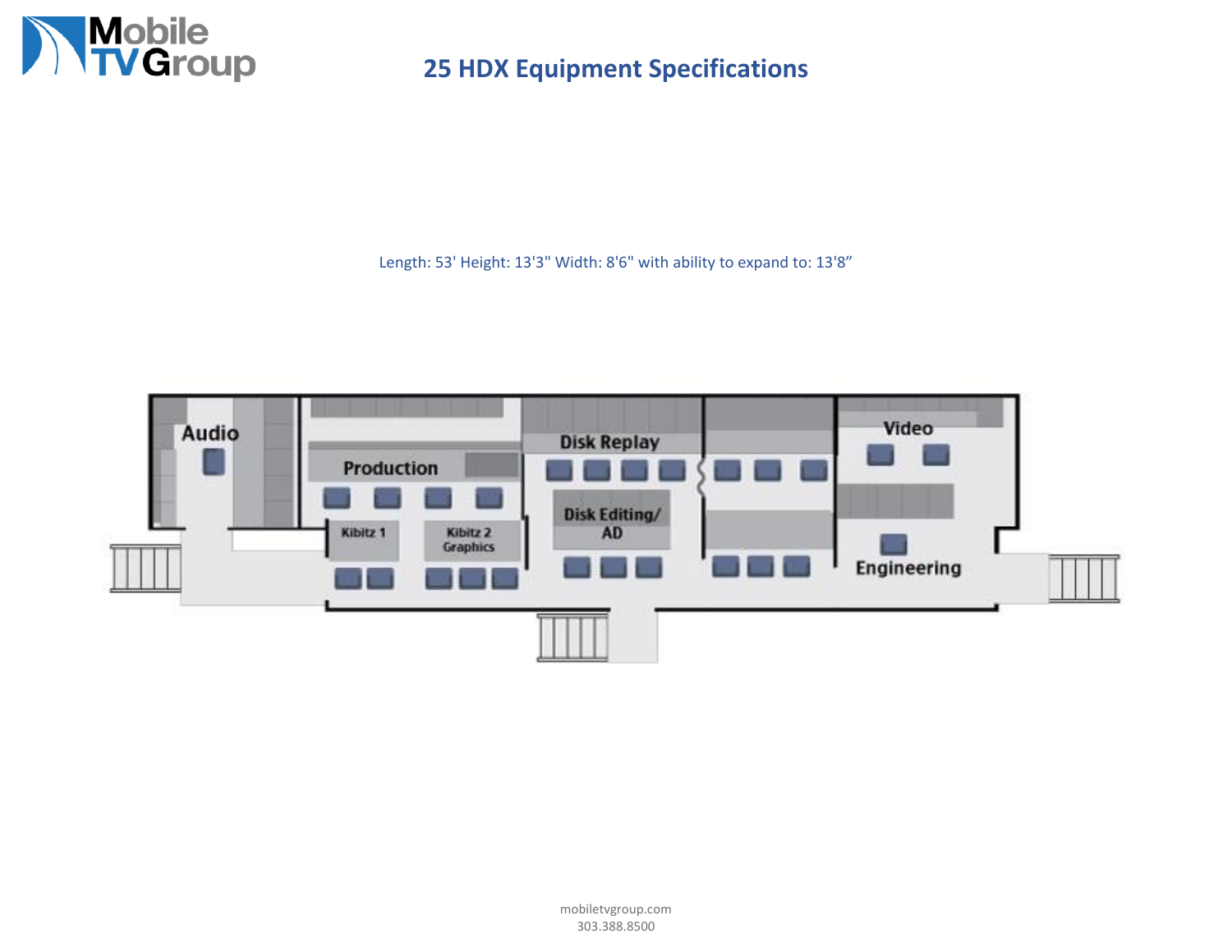# 25 HDX Equipment Specifications

Length: 53' Height: 13'3" Width: 8'6" with ability to expand to: 13'8"

Audio

Production

Kibitz 1

Kibitz 2 Graphics

Disk Replay

Disk Editing/ AD

Video

Engineering

mobiletvgroup.com
303.388.8500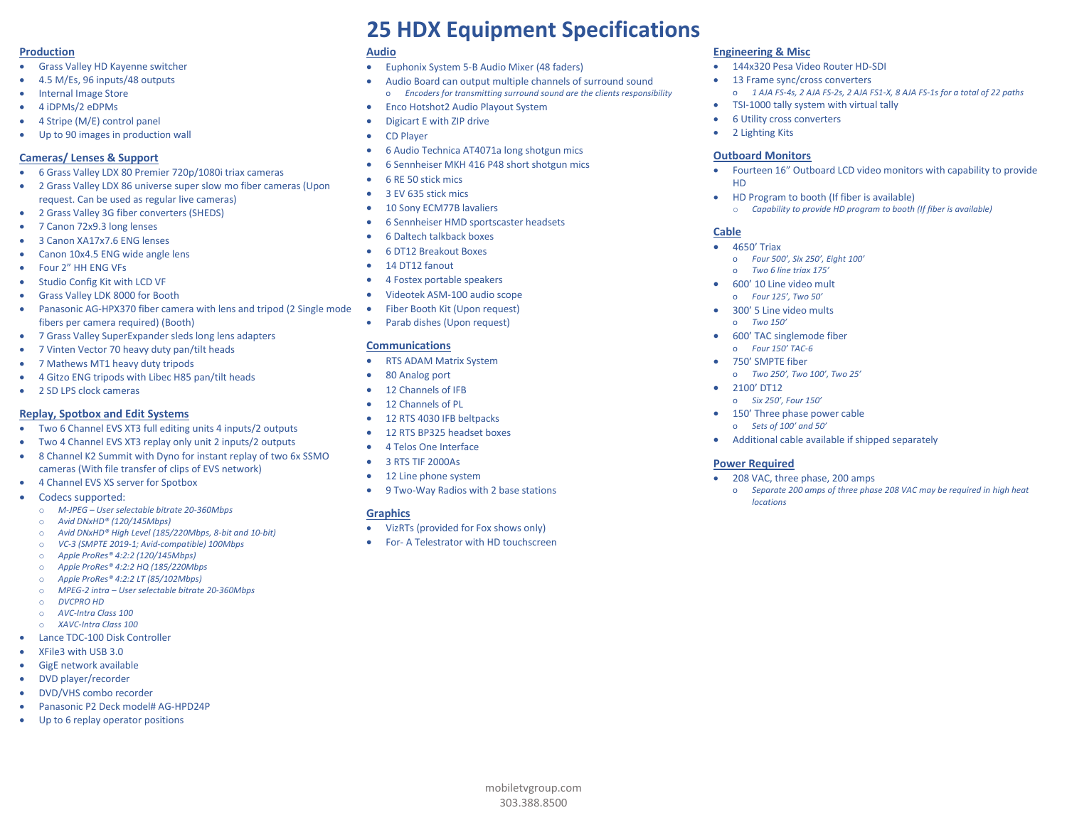# 25 HDX Equipment Specifications

## Production

- Grass Valley HD Kayenne switcher
- 4.5 M/Es, 96 inputs/48 outputs
- Internal Image Store
- 4 iDPMs/2 eDPMs
- 4 Stripe (M/E) control panel
- Up to 90 images in production wall

## Cameras/ Lenses & Support

- 6 Grass Valley LDX 80 Premier 720p/1080i triax cameras
- 2 Grass Valley LDX 86 universe super slow mo fiber cameras (Upon request. Can be used as regular live cameras)
- 2 Grass Valley 3G fiber converters (SHEDS)
- 7 Canon 72x9.3 long lenses
- 3 Canon XA17x7.6 ENG lenses
- Canon 10x4.5 ENG wide angle lens
- Four 2" HH ENG VFs
- Studio Config Kit with LCD VF
- Grass Valley LDK 8000 for Booth
- Panasonic AG-HPX370 fiber camera with lens and tripod (2 Single mode fibers per camera required) (Booth)
- 7 Grass Valley SuperExpander sleds long lens adapters
- 7 Vinten Vector 70 heavy duty pan/tilt heads
- 7 Mathews MT1 heavy duty tripods
- 4 Gitzo ENG tripods with Libec H85 pan/tilt heads
- 2 SD LPS clock cameras

## Replay, Spotbox and Edit Systems

- Two 6 Channel EVS XT3 full editing units 4 inputs/2 outputs
- Two 4 Channel EVS XT3 replay only unit 2 inputs/2 outputs
- 8 Channel K2 Summit with Dyno for instant replay of two 6x SSMO cameras (With file transfer of clips of EVS network)
- 4 Channel EVS XS server for Spotbox
- Codecs supported:
  - *M-JPEG – User selectable bitrate 20-360Mbps*
  - *Avid DNxHD® (120/145Mbps)*
  - *Avid DNxHD® High Level (185/220Mbps, 8-bit and 10-bit)*
  - *VC-3 (SMPTE 2019-1; Avid-compatible) 100Mbps*
  - *Apple ProRes® 4:2:2 (120/145Mbps)*
  - *Apple ProRes® 4:2:2 HQ (185/220Mbps*
  - *Apple ProRes® 4:2:2 LT (85/102Mbps)*
  - *MPEG-2 intra – User selectable bitrate 20-360Mbps*
  - *DVCPRO HD*
  - *AVC-Intra Class 100*
  - *XAVC-Intra Class 100*
- Lance TDC-100 Disk Controller
- XFile3 with USB 3.0
- GigE network available
- DVD player/recorder
- DVD/VHS combo recorder
- Panasonic P2 Deck model# AG-HPD24P
- Up to 6 replay operator positions

## Audio

- Euphonix System 5-B Audio Mixer (48 faders)
- Audio Board can output multiple channels of surround sound
  - *Encoders for transmitting surround sound are the clients responsibility*
- Enco Hotshot2 Audio Playout System
- Digicart E with ZIP drive
- CD Player
- 6 Audio Technica AT4071a long shotgun mics
- 6 Sennheiser MKH 416 P48 short shotgun mics
- 6 RE 50 stick mics
- 3 EV 635 stick mics
- 10 Sony ECM77B lavaliers
- 6 Sennheiser HMD sportscaster headsets
- 6 Daltech talkback boxes
- 6 DT12 Breakout Boxes
- 14 DT12 fanout
- 4 Fostex portable speakers
- Videotek ASM-100 audio scope
- Fiber Booth Kit (Upon request)
- Parab dishes (Upon request)

## Communications

- RTS ADAM Matrix System
- 80 Analog port
- 12 Channels of IFB
- 12 Channels of PL
- 12 RTS 4030 IFB beltpacks
- 12 RTS BP325 headset boxes
- 4 Telos One Interface
- 3 RTS TIF 2000As
- 12 Line phone system
- 9 Two-Way Radios with 2 base stations

## Graphics

- VizRTs (provided for Fox shows only)
- For- A Telestrator with HD touchscreen

## Engineering & Misc

- 144x320 Pesa Video Router HD-SDI
- 13 Frame sync/cross converters
  - *1 AJA FS-4s, 2 AJA FS-2s, 2 AJA FS1-X, 8 AJA FS-1s for a total of 22 paths*
- TSI-1000 tally system with virtual tally
- 6 Utility cross converters
- 2 Lighting Kits

## Outboard Monitors

- Fourteen 16" Outboard LCD video monitors with capability to provide HD
- HD Program to booth (If fiber is available)
  - *Capability to provide HD program to booth (If fiber is available)*

## Cable

- 4650' Triax
  - *Four 500', Six 250', Eight 100'*
  - *Two 6 line triax 175'*
- 600' 10 Line video mult
  - *Four 125', Two 50'*
- 300' 5 Line video mults
  - *Two 150'*
- 600' TAC singlemode fiber
  - *Four 150' TAC-6*
- 750' SMPTE fiber
  - *Two 250', Two 100', Two 25'*
- 2100' DT12
  - *Six 250', Four 150'*
- 150' Three phase power cable
  - *Sets of 100' and 50'*
- Additional cable available if shipped separately

## Power Required

- 208 VAC, three phase, 200 amps
  - *Separate 200 amps of three phase 208 VAC may be required in high heat locations*

mobiletvgroup.com
303.388.8500